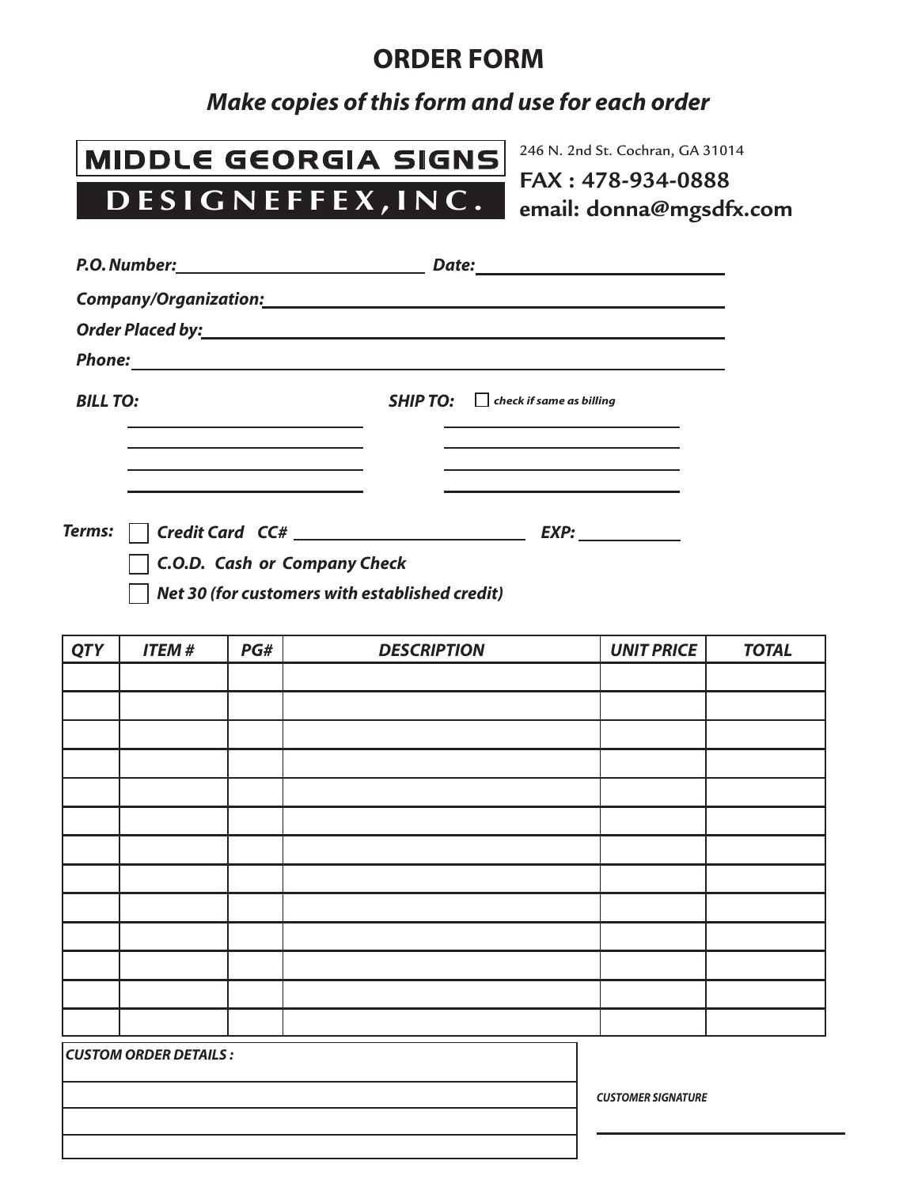# ORDER FORM

## *Make copies of this form and use for each order*

**MIDDLE GEORGIA SIGNS**
**DESIGNEFFEX, INC.**

246 N. 2nd St. Cochran, GA 31014
**FAX : 478-934-0888**
**email: donna@mgsdfx.com**

***P.O. Number:*** ______________________ ***Date:*** ______________________

***Company/Organization:*** ______________________________________________

***Order Placed by:*** ______________________________________________

***Phone:*** ______________________________________________

***BILL TO:***

______________________
______________________
______________________
______________________

***SHIP TO:*** ☐ ***check if same as billing***

______________________
______________________
______________________
______________________

***Terms:***

☐ ***Credit Card CC#*** ______________________ ***EXP:*** __________

☐ ***C.O.D. Cash or Company Check***

☐ ***Net 30 (for customers with established credit)***

| QTY | ITEM # | PG# | DESCRIPTION | UNIT PRICE | TOTAL |
|---|---|---|---|---|---|
| | | | | | |
| | | | | | |
| | | | | | |
| | | | | | |
| | | | | | |
| | | | | | |
| | | | | | |
| | | | | | |
| | | | | | |
| | | | | | |
| | | | | | |
| | | | | | |
| | | | | | |

| ***CUSTOM ORDER DETAILS :*** |
|---|
| |
| |
| |

***CUSTOMER SIGNATURE***

______________________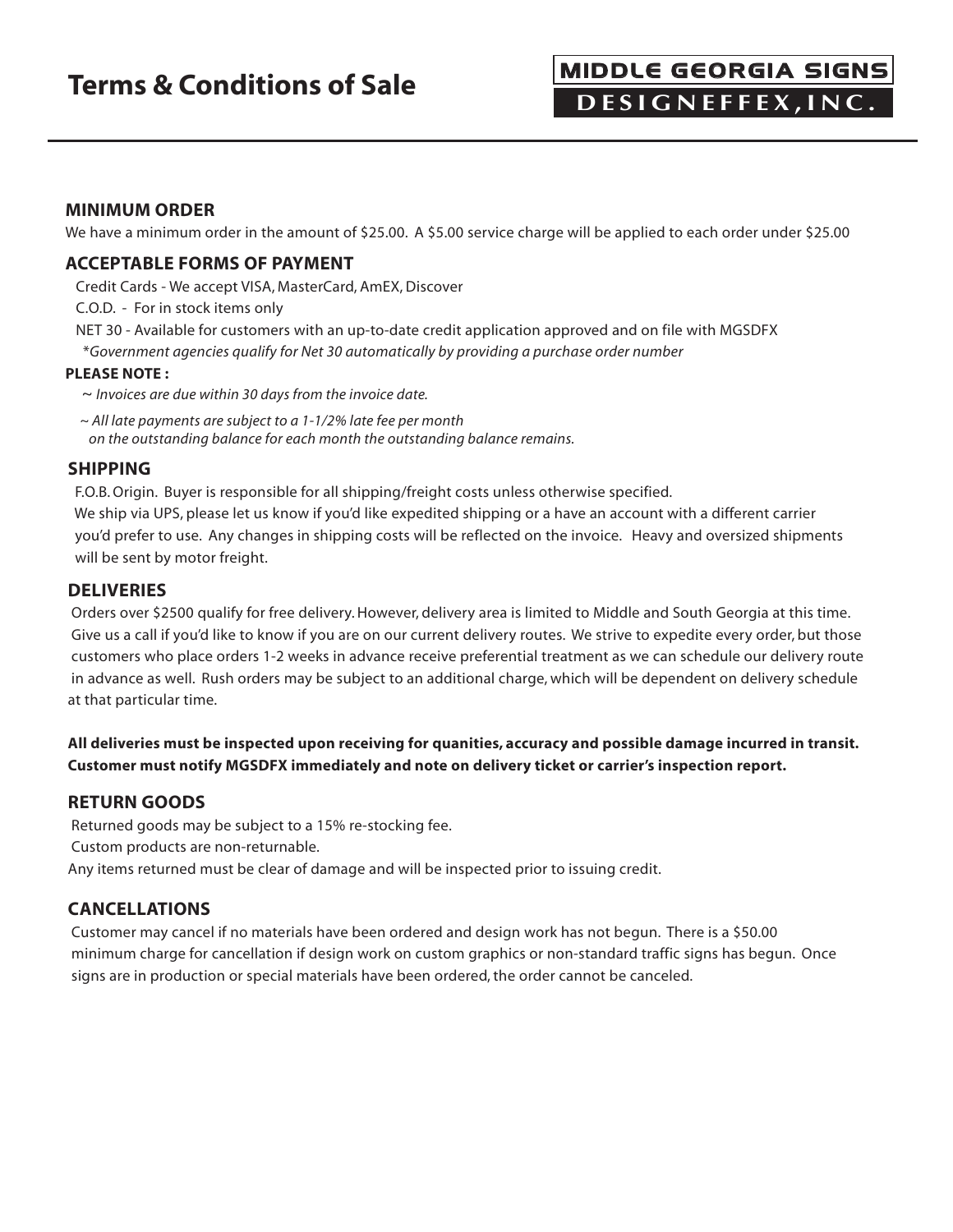# Terms & Conditions of Sale

MIDDLE GEORGIA SIGNS
DESIGNEFFEX, INC.

## MINIMUM ORDER

We have a minimum order in the amount of $25.00. A $5.00 service charge will be applied to each order under $25.00

## ACCEPTABLE FORMS OF PAYMENT

Credit Cards - We accept VISA, MasterCard, AmEX, Discover

C.O.D. - For in stock items only

NET 30 - Available for customers with an up-to-date credit application approved and on file with MGSDFX

*\*Government agencies qualify for Net 30 automatically by providing a purchase order number*

**PLEASE NOTE :**

*~ Invoices are due within 30 days from the invoice date.*

*~ All late payments are subject to a 1-1/2% late fee per month on the outstanding balance for each month the outstanding balance remains.*

## SHIPPING

F.O.B. Origin. Buyer is responsible for all shipping/freight costs unless otherwise specified.
We ship via UPS, please let us know if you'd like expedited shipping or a have an account with a different carrier you'd prefer to use. Any changes in shipping costs will be reflected on the invoice. Heavy and oversized shipments will be sent by motor freight.

## DELIVERIES

Orders over $2500 qualify for free delivery. However, delivery area is limited to Middle and South Georgia at this time. Give us a call if you'd like to know if you are on our current delivery routes. We strive to expedite every order, but those customers who place orders 1-2 weeks in advance receive preferential treatment as we can schedule our delivery route in advance as well. Rush orders may be subject to an additional charge, which will be dependent on delivery schedule at that particular time.

**All deliveries must be inspected upon receiving for quanities, accuracy and possible damage incurred in transit. Customer must notify MGSDFX immediately and note on delivery ticket or carrier's inspection report.**

## RETURN GOODS

Returned goods may be subject to a 15% re-stocking fee.

Custom products are non-returnable.

Any items returned must be clear of damage and will be inspected prior to issuing credit.

## CANCELLATIONS

Customer may cancel if no materials have been ordered and design work has not begun. There is a $50.00 minimum charge for cancellation if design work on custom graphics or non-standard traffic signs has begun. Once signs are in production or special materials have been ordered, the order cannot be canceled.